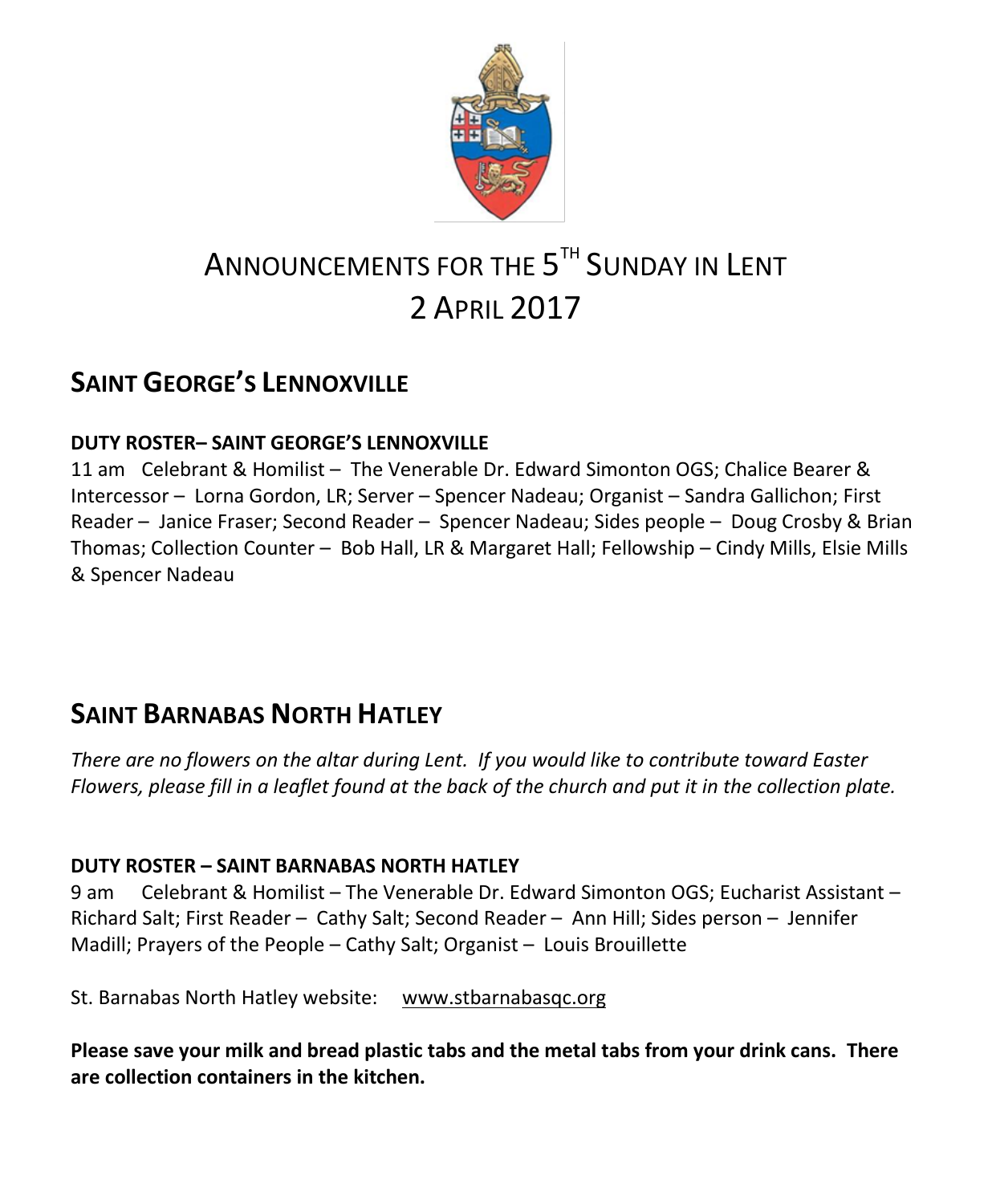# ANNOUNCEMENTS FOR THE 5TH SUNDAY IN LENT
# 2 APRIL 2017

## SAINT GEORGE'S LENNOXVILLE

**DUTY ROSTER– SAINT GEORGE'S LENNOXVILLE**

11 am Celebrant & Homilist – The Venerable Dr. Edward Simonton OGS; Chalice Bearer & Intercessor – Lorna Gordon, LR; Server – Spencer Nadeau; Organist – Sandra Gallichon; First Reader – Janice Fraser; Second Reader – Spencer Nadeau; Sides people – Doug Crosby & Brian Thomas; Collection Counter – Bob Hall, LR & Margaret Hall; Fellowship – Cindy Mills, Elsie Mills & Spencer Nadeau

## SAINT BARNABAS NORTH HATLEY

*There are no flowers on the altar during Lent. If you would like to contribute toward Easter Flowers, please fill in a leaflet found at the back of the church and put it in the collection plate.*

**DUTY ROSTER – SAINT BARNABAS NORTH HATLEY**

9 am Celebrant & Homilist – The Venerable Dr. Edward Simonton OGS; Eucharist Assistant – Richard Salt; First Reader – Cathy Salt; Second Reader – Ann Hill; Sides person – Jennifer Madill; Prayers of the People – Cathy Salt; Organist – Louis Brouillette

St. Barnabas North Hatley website: www.stbarnabasqc.org

**Please save your milk and bread plastic tabs and the metal tabs from your drink cans. There are collection containers in the kitchen.**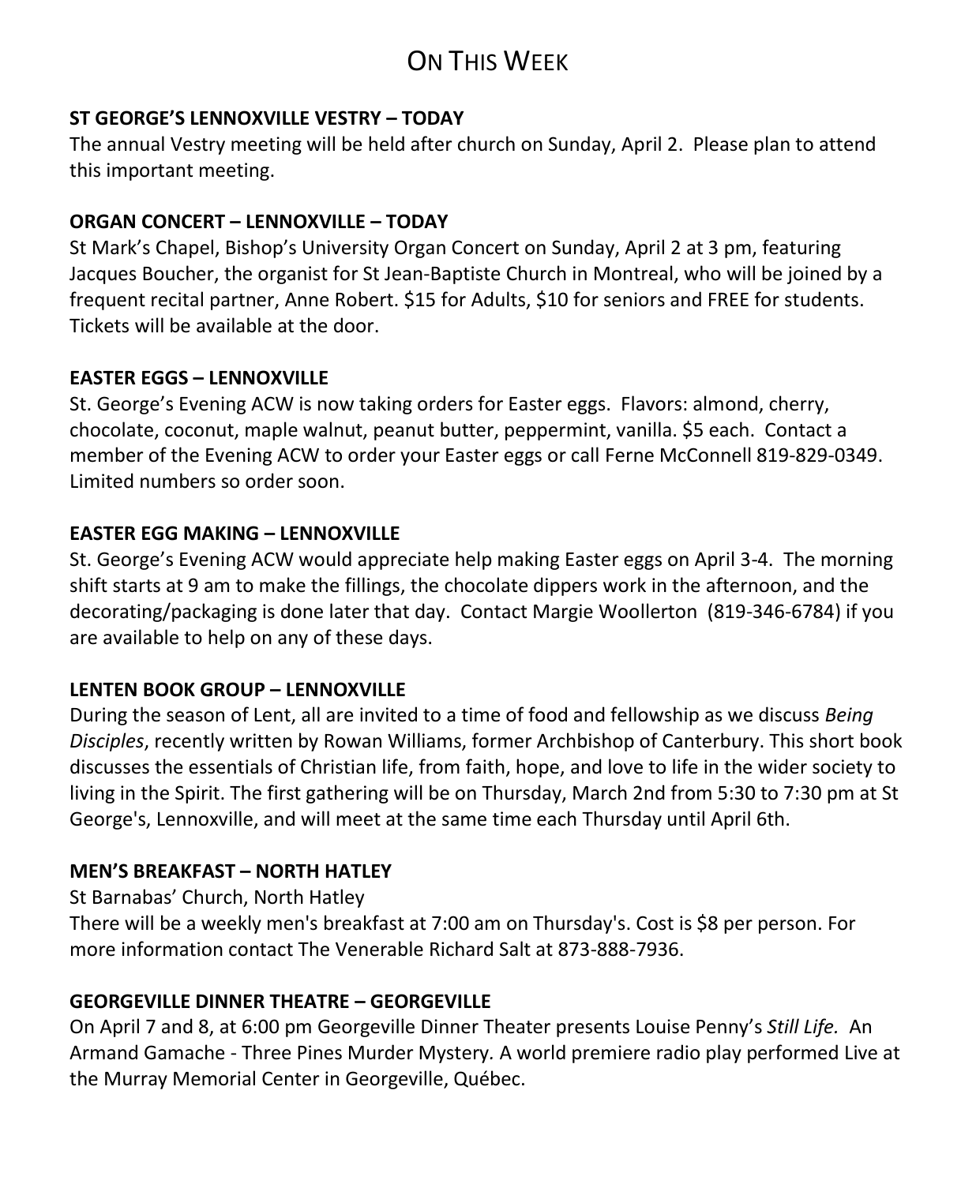# On This Week

**ST GEORGE'S LENNOXVILLE VESTRY – TODAY**
The annual Vestry meeting will be held after church on Sunday, April 2. Please plan to attend this important meeting.

**ORGAN CONCERT – LENNOXVILLE – TODAY**
St Mark's Chapel, Bishop's University Organ Concert on Sunday, April 2 at 3 pm, featuring Jacques Boucher, the organist for St Jean-Baptiste Church in Montreal, who will be joined by a frequent recital partner, Anne Robert. $15 for Adults, $10 for seniors and FREE for students. Tickets will be available at the door.

**EASTER EGGS – LENNOXVILLE**
St. George's Evening ACW is now taking orders for Easter eggs. Flavors: almond, cherry, chocolate, coconut, maple walnut, peanut butter, peppermint, vanilla. $5 each. Contact a member of the Evening ACW to order your Easter eggs or call Ferne McConnell 819-829-0349. Limited numbers so order soon.

**EASTER EGG MAKING – LENNOXVILLE**
St. George's Evening ACW would appreciate help making Easter eggs on April 3-4. The morning shift starts at 9 am to make the fillings, the chocolate dippers work in the afternoon, and the decorating/packaging is done later that day. Contact Margie Woollerton (819-346-6784) if you are available to help on any of these days.

**LENTEN BOOK GROUP – LENNOXVILLE**
During the season of Lent, all are invited to a time of food and fellowship as we discuss *Being Disciples*, recently written by Rowan Williams, former Archbishop of Canterbury. This short book discusses the essentials of Christian life, from faith, hope, and love to life in the wider society to living in the Spirit. The first gathering will be on Thursday, March 2nd from 5:30 to 7:30 pm at St George's, Lennoxville, and will meet at the same time each Thursday until April 6th.

**MEN'S BREAKFAST – NORTH HATLEY**
St Barnabas' Church, North Hatley
There will be a weekly men's breakfast at 7:00 am on Thursday's. Cost is $8 per person. For more information contact The Venerable Richard Salt at 873-888-7936.

**GEORGEVILLE DINNER THEATRE – GEORGEVILLE**
On April 7 and 8, at 6:00 pm Georgeville Dinner Theater presents Louise Penny's *Still Life.* An Armand Gamache - Three Pines Murder Mystery*.* A world premiere radio play performed Live at the Murray Memorial Center in Georgeville, Québec.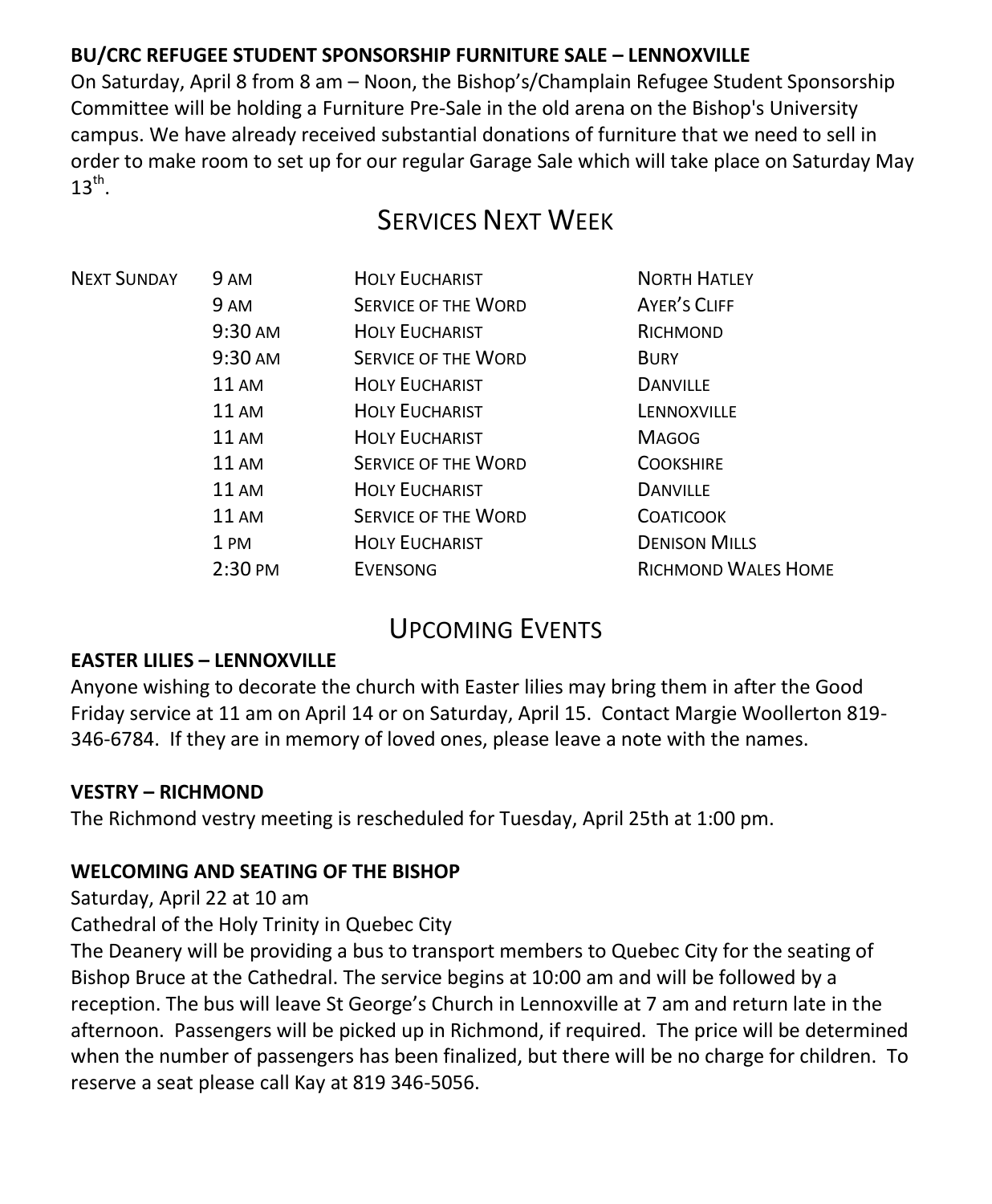**BU/CRC REFUGEE STUDENT SPONSORSHIP FURNITURE SALE – LENNOXVILLE**

On Saturday, April 8 from 8 am – Noon, the Bishop's/Champlain Refugee Student Sponsorship Committee will be holding a Furniture Pre-Sale in the old arena on the Bishop's University campus. We have already received substantial donations of furniture that we need to sell in order to make room to set up for our regular Garage Sale which will take place on Saturday May 13th.

## Services Next Week

| | | | |
|---|---|---|---|
| Next Sunday | 9 am | Holy Eucharist | North Hatley |
| | 9 am | Service of the Word | Ayer's Cliff |
| | 9:30 am | Holy Eucharist | Richmond |
| | 9:30 am | Service of the Word | Bury |
| | 11 am | Holy Eucharist | Danville |
| | 11 am | Holy Eucharist | Lennoxville |
| | 11 am | Holy Eucharist | Magog |
| | 11 am | Service of the Word | Cookshire |
| | 11 am | Holy Eucharist | Danville |
| | 11 am | Service of the Word | Coaticook |
| | 1 pm | Holy Eucharist | Denison Mills |
| | 2:30 pm | Evensong | Richmond Wales Home |

## Upcoming Events

**EASTER LILIES – LENNOXVILLE**

Anyone wishing to decorate the church with Easter lilies may bring them in after the Good Friday service at 11 am on April 14 or on Saturday, April 15. Contact Margie Woollerton 819-346-6784. If they are in memory of loved ones, please leave a note with the names.

**VESTRY – RICHMOND**

The Richmond vestry meeting is rescheduled for Tuesday, April 25th at 1:00 pm.

**WELCOMING AND SEATING OF THE BISHOP**

Saturday, April 22 at 10 am

Cathedral of the Holy Trinity in Quebec City

The Deanery will be providing a bus to transport members to Quebec City for the seating of Bishop Bruce at the Cathedral. The service begins at 10:00 am and will be followed by a reception. The bus will leave St George's Church in Lennoxville at 7 am and return late in the afternoon. Passengers will be picked up in Richmond, if required. The price will be determined when the number of passengers has been finalized, but there will be no charge for children. To reserve a seat please call Kay at 819 346-5056.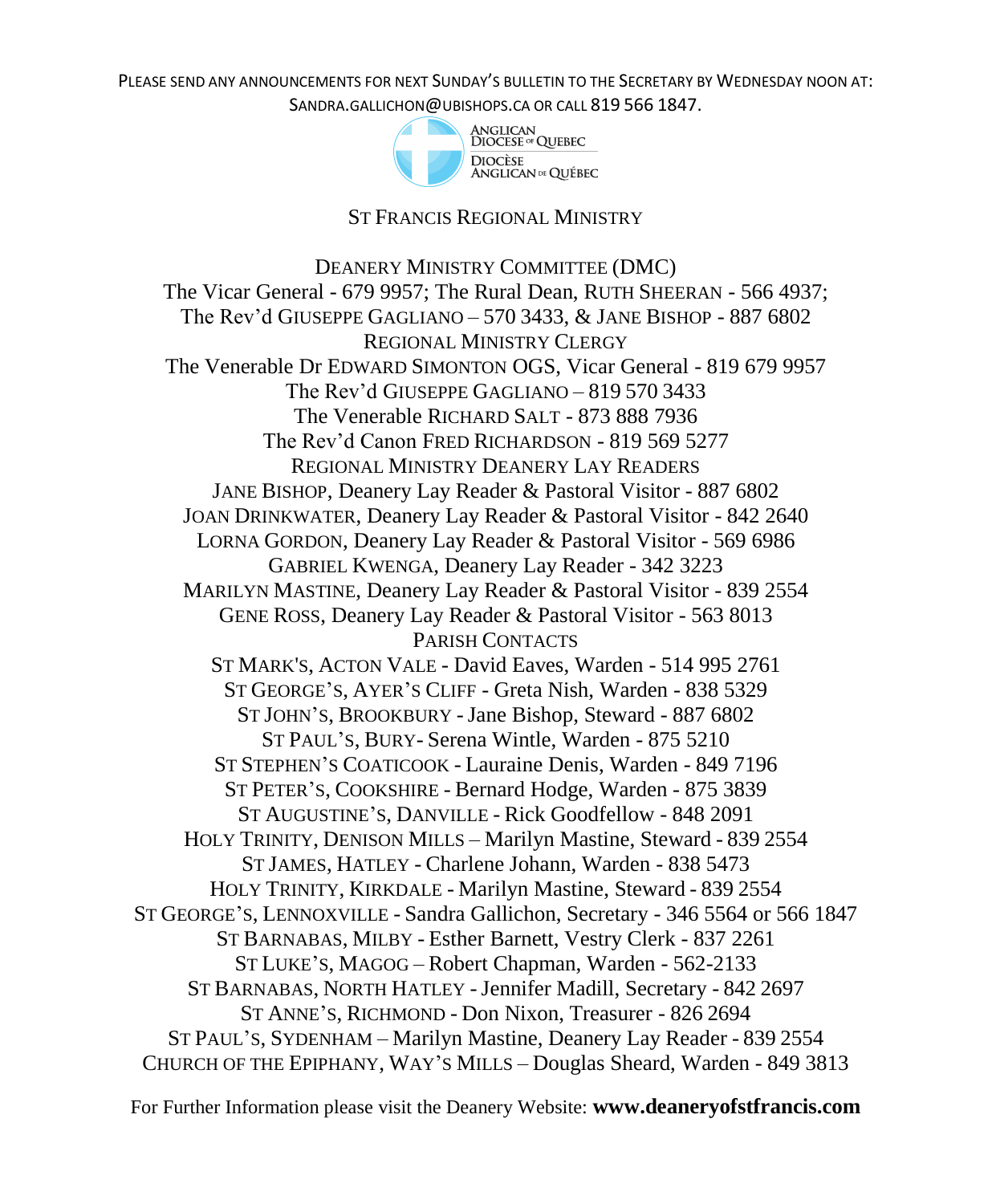PLEASE SEND ANY ANNOUNCEMENTS FOR NEXT SUNDAY'S BULLETIN TO THE SECRETARY BY WEDNESDAY NOON AT: SANDRA.GALLICHON@UBISHOPS.CA OR CALL 819 566 1847.

ANGLICAN DIOCESE OF QUEBEC
DIOCÈSE ANGLICAN DE QUÉBEC

## ST FRANCIS REGIONAL MINISTRY

### DEANERY MINISTRY COMMITTEE (DMC)

The Vicar General - 679 9957; The Rural Dean, RUTH SHEERAN - 566 4937;
The Rev'd GIUSEPPE GAGLIANO – 570 3433, & JANE BISHOP - 887 6802

### REGIONAL MINISTRY CLERGY

The Venerable Dr EDWARD SIMONTON OGS, Vicar General - 819 679 9957
The Rev'd GIUSEPPE GAGLIANO – 819 570 3433
The Venerable RICHARD SALT - 873 888 7936
The Rev'd Canon FRED RICHARDSON - 819 569 5277

### REGIONAL MINISTRY DEANERY LAY READERS

JANE BISHOP, Deanery Lay Reader & Pastoral Visitor - 887 6802
JOAN DRINKWATER, Deanery Lay Reader & Pastoral Visitor - 842 2640
LORNA GORDON, Deanery Lay Reader & Pastoral Visitor - 569 6986
GABRIEL KWENGA, Deanery Lay Reader - 342 3223
MARILYN MASTINE, Deanery Lay Reader & Pastoral Visitor - 839 2554
GENE ROSS, Deanery Lay Reader & Pastoral Visitor - 563 8013

### PARISH CONTACTS

ST MARK'S, ACTON VALE - David Eaves, Warden - 514 995 2761
ST GEORGE'S, AYER'S CLIFF - Greta Nish, Warden - 838 5329
ST JOHN'S, BROOKBURY - Jane Bishop, Steward - 887 6802
ST PAUL'S, BURY- Serena Wintle, Warden - 875 5210
ST STEPHEN'S COATICOOK - Lauraine Denis, Warden - 849 7196
ST PETER'S, COOKSHIRE - Bernard Hodge, Warden - 875 3839
ST AUGUSTINE'S, DANVILLE - Rick Goodfellow - 848 2091
HOLY TRINITY, DENISON MILLS – Marilyn Mastine, Steward - 839 2554
ST JAMES, HATLEY - Charlene Johann, Warden - 838 5473
HOLY TRINITY, KIRKDALE - Marilyn Mastine, Steward - 839 2554
ST GEORGE'S, LENNOXVILLE - Sandra Gallichon, Secretary - 346 5564 or 566 1847
ST BARNABAS, MILBY - Esther Barnett, Vestry Clerk - 837 2261
ST LUKE'S, MAGOG – Robert Chapman, Warden - 562-2133
ST BARNABAS, NORTH HATLEY - Jennifer Madill, Secretary - 842 2697
ST ANNE'S, RICHMOND - Don Nixon, Treasurer - 826 2694
ST PAUL'S, SYDENHAM – Marilyn Mastine, Deanery Lay Reader - 839 2554
CHURCH OF THE EPIPHANY, WAY'S MILLS – Douglas Sheard, Warden - 849 3813

For Further Information please visit the Deanery Website: **www.deaneryofstfrancis.com**